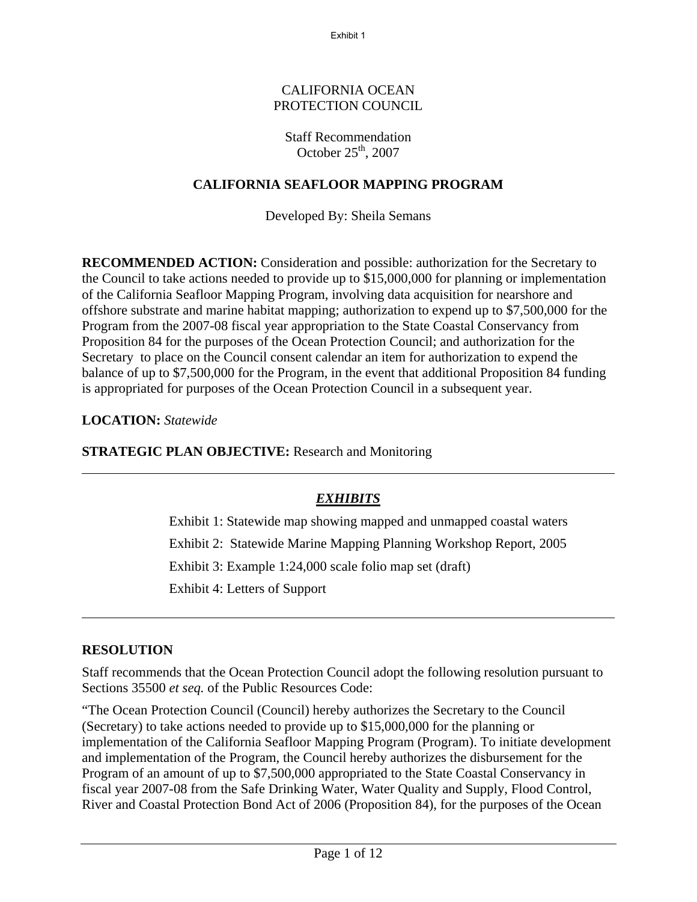CALIFORNIA OCEAN PROTECTION COUNCIL

Staff Recommendation
October 25th, 2007

# CALIFORNIA SEAFLOOR MAPPING PROGRAM

Developed By: Sheila Semans

**RECOMMENDED ACTION:** Consideration and possible: authorization for the Secretary to the Council to take actions needed to provide up to $15,000,000 for planning or implementation of the California Seafloor Mapping Program, involving data acquisition for nearshore and offshore substrate and marine habitat mapping; authorization to expend up to $7,500,000 for the Program from the 2007-08 fiscal year appropriation to the State Coastal Conservancy from Proposition 84 for the purposes of the Ocean Protection Council; and authorization for the Secretary to place on the Council consent calendar an item for authorization to expend the balance of up to $7,500,000 for the Program, in the event that additional Proposition 84 funding is appropriated for purposes of the Ocean Protection Council in a subsequent year.

**LOCATION:** *Statewide*

**STRATEGIC PLAN OBJECTIVE:** Research and Monitoring

---

## *EXHIBITS*

Exhibit 1: Statewide map showing mapped and unmapped coastal waters

Exhibit 2: Statewide Marine Mapping Planning Workshop Report, 2005

Exhibit 3: Example 1:24,000 scale folio map set (draft)

Exhibit 4: Letters of Support

---

## RESOLUTION

Staff recommends that the Ocean Protection Council adopt the following resolution pursuant to Sections 35500 *et seq.* of the Public Resources Code:

"The Ocean Protection Council (Council) hereby authorizes the Secretary to the Council (Secretary) to take actions needed to provide up to $15,000,000 for the planning or implementation of the California Seafloor Mapping Program (Program). To initiate development and implementation of the Program, the Council hereby authorizes the disbursement for the Program of an amount of up to $7,500,000 appropriated to the State Coastal Conservancy in fiscal year 2007-08 from the Safe Drinking Water, Water Quality and Supply, Flood Control, River and Coastal Protection Bond Act of 2006 (Proposition 84), for the purposes of the Ocean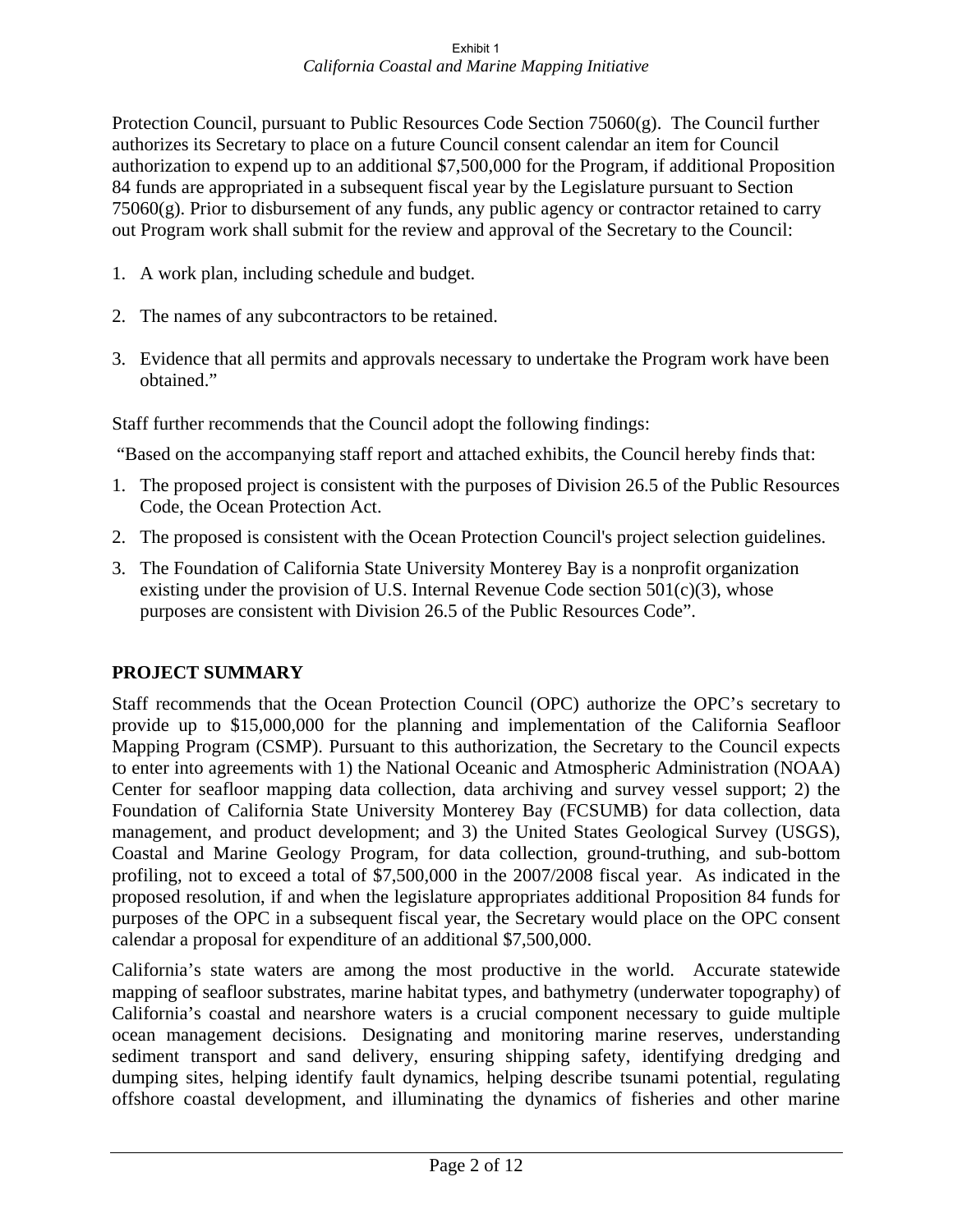Protection Council, pursuant to Public Resources Code Section 75060(g). The Council further authorizes its Secretary to place on a future Council consent calendar an item for Council authorization to expend up to an additional $7,500,000 for the Program, if additional Proposition 84 funds are appropriated in a subsequent fiscal year by the Legislature pursuant to Section 75060(g). Prior to disbursement of any funds, any public agency or contractor retained to carry out Program work shall submit for the review and approval of the Secretary to the Council:

1. A work plan, including schedule and budget.

2. The names of any subcontractors to be retained.

3. Evidence that all permits and approvals necessary to undertake the Program work have been obtained."

Staff further recommends that the Council adopt the following findings:

"Based on the accompanying staff report and attached exhibits, the Council hereby finds that:

1. The proposed project is consistent with the purposes of Division 26.5 of the Public Resources Code, the Ocean Protection Act.
2. The proposed is consistent with the Ocean Protection Council's project selection guidelines.
3. The Foundation of California State University Monterey Bay is a nonprofit organization existing under the provision of U.S. Internal Revenue Code section 501(c)(3), whose purposes are consistent with Division 26.5 of the Public Resources Code".

## PROJECT SUMMARY

Staff recommends that the Ocean Protection Council (OPC) authorize the OPC's secretary to provide up to $15,000,000 for the planning and implementation of the California Seafloor Mapping Program (CSMP). Pursuant to this authorization, the Secretary to the Council expects to enter into agreements with 1) the National Oceanic and Atmospheric Administration (NOAA) Center for seafloor mapping data collection, data archiving and survey vessel support; 2) the Foundation of California State University Monterey Bay (FCSUMB) for data collection, data management, and product development; and 3) the United States Geological Survey (USGS), Coastal and Marine Geology Program, for data collection, ground-truthing, and sub-bottom profiling, not to exceed a total of $7,500,000 in the 2007/2008 fiscal year. As indicated in the proposed resolution, if and when the legislature appropriates additional Proposition 84 funds for purposes of the OPC in a subsequent fiscal year, the Secretary would place on the OPC consent calendar a proposal for expenditure of an additional $7,500,000.

California's state waters are among the most productive in the world. Accurate statewide mapping of seafloor substrates, marine habitat types, and bathymetry (underwater topography) of California's coastal and nearshore waters is a crucial component necessary to guide multiple ocean management decisions. Designating and monitoring marine reserves, understanding sediment transport and sand delivery, ensuring shipping safety, identifying dredging and dumping sites, helping identify fault dynamics, helping describe tsunami potential, regulating offshore coastal development, and illuminating the dynamics of fisheries and other marine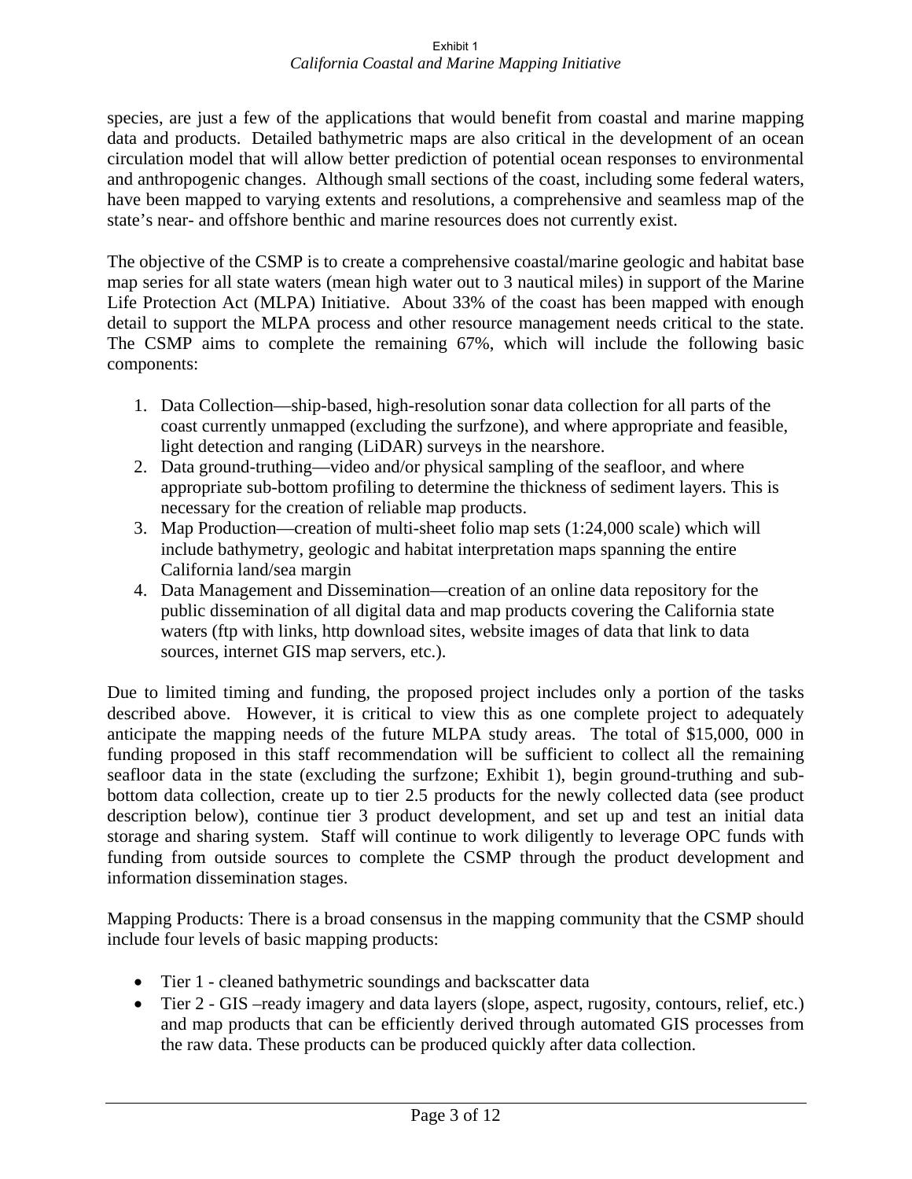species, are just a few of the applications that would benefit from coastal and marine mapping data and products. Detailed bathymetric maps are also critical in the development of an ocean circulation model that will allow better prediction of potential ocean responses to environmental and anthropogenic changes. Although small sections of the coast, including some federal waters, have been mapped to varying extents and resolutions, a comprehensive and seamless map of the state's near- and offshore benthic and marine resources does not currently exist.

The objective of the CSMP is to create a comprehensive coastal/marine geologic and habitat base map series for all state waters (mean high water out to 3 nautical miles) in support of the Marine Life Protection Act (MLPA) Initiative. About 33% of the coast has been mapped with enough detail to support the MLPA process and other resource management needs critical to the state. The CSMP aims to complete the remaining 67%, which will include the following basic components:

1. Data Collection—ship-based, high-resolution sonar data collection for all parts of the coast currently unmapped (excluding the surfzone), and where appropriate and feasible, light detection and ranging (LiDAR) surveys in the nearshore.
2. Data ground-truthing—video and/or physical sampling of the seafloor, and where appropriate sub-bottom profiling to determine the thickness of sediment layers. This is necessary for the creation of reliable map products.
3. Map Production—creation of multi-sheet folio map sets (1:24,000 scale) which will include bathymetry, geologic and habitat interpretation maps spanning the entire California land/sea margin
4. Data Management and Dissemination—creation of an online data repository for the public dissemination of all digital data and map products covering the California state waters (ftp with links, http download sites, website images of data that link to data sources, internet GIS map servers, etc.).

Due to limited timing and funding, the proposed project includes only a portion of the tasks described above. However, it is critical to view this as one complete project to adequately anticipate the mapping needs of the future MLPA study areas. The total of $15,000, 000 in funding proposed in this staff recommendation will be sufficient to collect all the remaining seafloor data in the state (excluding the surfzone; Exhibit 1), begin ground-truthing and sub-bottom data collection, create up to tier 2.5 products for the newly collected data (see product description below), continue tier 3 product development, and set up and test an initial data storage and sharing system. Staff will continue to work diligently to leverage OPC funds with funding from outside sources to complete the CSMP through the product development and information dissemination stages.

Mapping Products: There is a broad consensus in the mapping community that the CSMP should include four levels of basic mapping products:

- Tier 1 - cleaned bathymetric soundings and backscatter data
- Tier 2 - GIS –ready imagery and data layers (slope, aspect, rugosity, contours, relief, etc.) and map products that can be efficiently derived through automated GIS processes from the raw data. These products can be produced quickly after data collection.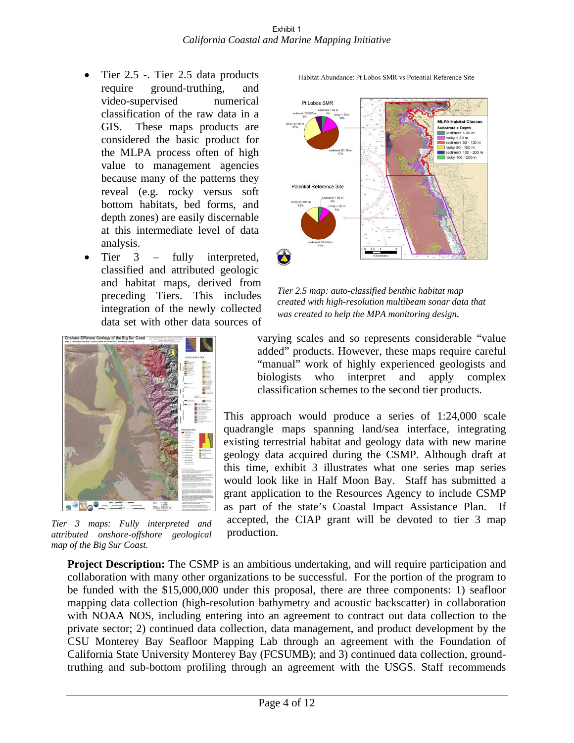- Tier 2.5 -. Tier 2.5 data products require ground-truthing, and video-supervised numerical classification of the raw data in a GIS. These maps products are considered the basic product for the MLPA process often of high value to management agencies because many of the patterns they reveal (e.g. rocky versus soft bottom habitats, bed forms, and depth zones) are easily discernable at this intermediate level of data analysis.
- Tier 3 – fully interpreted, classified and attributed geologic and habitat maps, derived from preceding Tiers. This includes integration of the newly collected data set with other data sources of varying scales and so represents considerable "value added" products. However, these maps require careful "manual" work of highly experienced geologists and biologists who interpret and apply complex classification schemes to the second tier products.

*Tier 2.5 map: auto-classified benthic habitat map created with high-resolution multibeam sonar data that was created to help the MPA monitoring design.*

This approach would produce a series of 1:24,000 scale quadrangle maps spanning land/sea interface, integrating existing terrestrial habitat and geology data with new marine geology data acquired during the CSMP. Although draft at this time, exhibit 3 illustrates what one series map series would look like in Half Moon Bay. Staff has submitted a grant application to the Resources Agency to include CSMP as part of the state's Coastal Impact Assistance Plan. If accepted, the CIAP grant will be devoted to tier 3 map production.

*Tier 3 maps: Fully interpreted and attributed onshore-offshore geological map of the Big Sur Coast.*

**Project Description:** The CSMP is an ambitious undertaking, and will require participation and collaboration with many other organizations to be successful. For the portion of the program to be funded with the $15,000,000 under this proposal, there are three components: 1) seafloor mapping data collection (high-resolution bathymetry and acoustic backscatter) in collaboration with NOAA NOS, including entering into an agreement to contract out data collection to the private sector; 2) continued data collection, data management, and product development by the CSU Monterey Bay Seafloor Mapping Lab through an agreement with the Foundation of California State University Monterey Bay (FCSUMB); and 3) continued data collection, ground-truthing and sub-bottom profiling through an agreement with the USGS. Staff recommends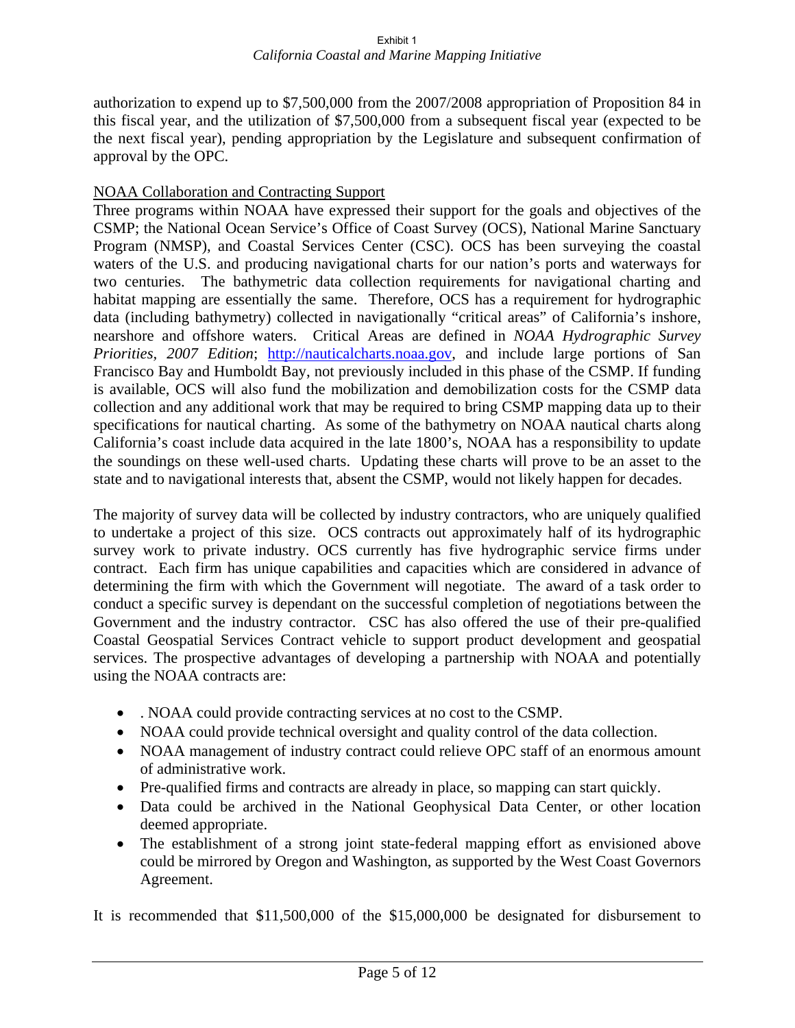authorization to expend up to $7,500,000 from the 2007/2008 appropriation of Proposition 84 in this fiscal year, and the utilization of $7,500,000 from a subsequent fiscal year (expected to be the next fiscal year), pending appropriation by the Legislature and subsequent confirmation of approval by the OPC.

<u>NOAA Collaboration and Contracting Support</u>

Three programs within NOAA have expressed their support for the goals and objectives of the CSMP; the National Ocean Service's Office of Coast Survey (OCS), National Marine Sanctuary Program (NMSP), and Coastal Services Center (CSC). OCS has been surveying the coastal waters of the U.S. and producing navigational charts for our nation's ports and waterways for two centuries. The bathymetric data collection requirements for navigational charting and habitat mapping are essentially the same. Therefore, OCS has a requirement for hydrographic data (including bathymetry) collected in navigationally "critical areas" of California's inshore, nearshore and offshore waters. Critical Areas are defined in *NOAA Hydrographic Survey Priorities, 2007 Edition*; http://nauticalcharts.noaa.gov, and include large portions of San Francisco Bay and Humboldt Bay, not previously included in this phase of the CSMP. If funding is available, OCS will also fund the mobilization and demobilization costs for the CSMP data collection and any additional work that may be required to bring CSMP mapping data up to their specifications for nautical charting. As some of the bathymetry on NOAA nautical charts along California's coast include data acquired in the late 1800's, NOAA has a responsibility to update the soundings on these well-used charts. Updating these charts will prove to be an asset to the state and to navigational interests that, absent the CSMP, would not likely happen for decades.

The majority of survey data will be collected by industry contractors, who are uniquely qualified to undertake a project of this size. OCS contracts out approximately half of its hydrographic survey work to private industry. OCS currently has five hydrographic service firms under contract. Each firm has unique capabilities and capacities which are considered in advance of determining the firm with which the Government will negotiate. The award of a task order to conduct a specific survey is dependant on the successful completion of negotiations between the Government and the industry contractor. CSC has also offered the use of their pre-qualified Coastal Geospatial Services Contract vehicle to support product development and geospatial services. The prospective advantages of developing a partnership with NOAA and potentially using the NOAA contracts are:

- . NOAA could provide contracting services at no cost to the CSMP.
- NOAA could provide technical oversight and quality control of the data collection.
- NOAA management of industry contract could relieve OPC staff of an enormous amount of administrative work.
- Pre-qualified firms and contracts are already in place, so mapping can start quickly.
- Data could be archived in the National Geophysical Data Center, or other location deemed appropriate.
- The establishment of a strong joint state-federal mapping effort as envisioned above could be mirrored by Oregon and Washington, as supported by the West Coast Governors Agreement.

It is recommended that $11,500,000 of the $15,000,000 be designated for disbursement to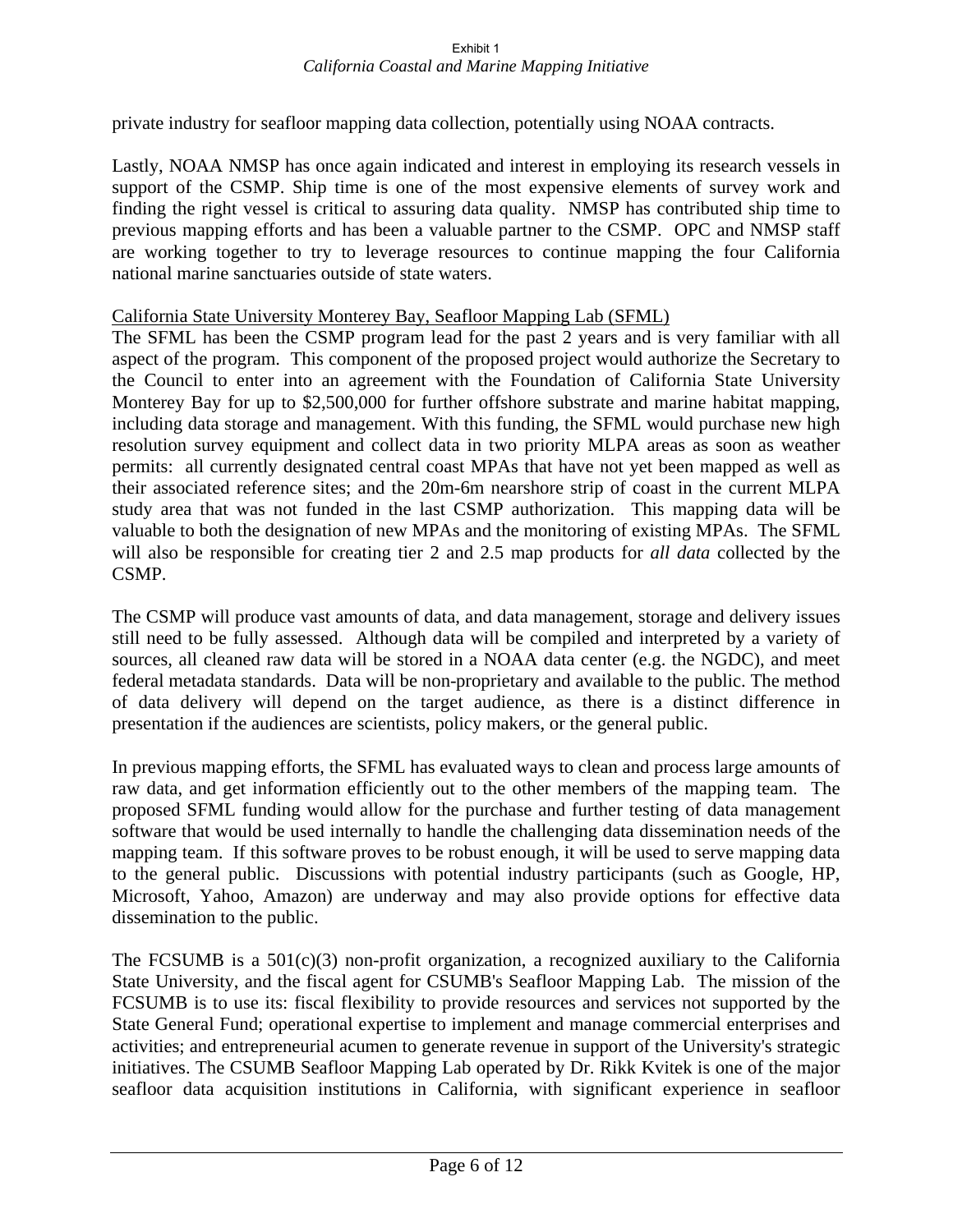private industry for seafloor mapping data collection, potentially using NOAA contracts.

Lastly, NOAA NMSP has once again indicated and interest in employing its research vessels in support of the CSMP. Ship time is one of the most expensive elements of survey work and finding the right vessel is critical to assuring data quality. NMSP has contributed ship time to previous mapping efforts and has been a valuable partner to the CSMP. OPC and NMSP staff are working together to try to leverage resources to continue mapping the four California national marine sanctuaries outside of state waters.

<u>California State University Monterey Bay, Seafloor Mapping Lab (SFML)</u>

The SFML has been the CSMP program lead for the past 2 years and is very familiar with all aspect of the program. This component of the proposed project would authorize the Secretary to the Council to enter into an agreement with the Foundation of California State University Monterey Bay for up to $2,500,000 for further offshore substrate and marine habitat mapping, including data storage and management. With this funding, the SFML would purchase new high resolution survey equipment and collect data in two priority MLPA areas as soon as weather permits: all currently designated central coast MPAs that have not yet been mapped as well as their associated reference sites; and the 20m-6m nearshore strip of coast in the current MLPA study area that was not funded in the last CSMP authorization. This mapping data will be valuable to both the designation of new MPAs and the monitoring of existing MPAs. The SFML will also be responsible for creating tier 2 and 2.5 map products for *all data* collected by the CSMP.

The CSMP will produce vast amounts of data, and data management, storage and delivery issues still need to be fully assessed. Although data will be compiled and interpreted by a variety of sources, all cleaned raw data will be stored in a NOAA data center (e.g. the NGDC), and meet federal metadata standards. Data will be non-proprietary and available to the public. The method of data delivery will depend on the target audience, as there is a distinct difference in presentation if the audiences are scientists, policy makers, or the general public.

In previous mapping efforts, the SFML has evaluated ways to clean and process large amounts of raw data, and get information efficiently out to the other members of the mapping team. The proposed SFML funding would allow for the purchase and further testing of data management software that would be used internally to handle the challenging data dissemination needs of the mapping team. If this software proves to be robust enough, it will be used to serve mapping data to the general public. Discussions with potential industry participants (such as Google, HP, Microsoft, Yahoo, Amazon) are underway and may also provide options for effective data dissemination to the public.

The FCSUMB is a 501(c)(3) non-profit organization, a recognized auxiliary to the California State University, and the fiscal agent for CSUMB's Seafloor Mapping Lab. The mission of the FCSUMB is to use its: fiscal flexibility to provide resources and services not supported by the State General Fund; operational expertise to implement and manage commercial enterprises and activities; and entrepreneurial acumen to generate revenue in support of the University's strategic initiatives. The CSUMB Seafloor Mapping Lab operated by Dr. Rikk Kvitek is one of the major seafloor data acquisition institutions in California, with significant experience in seafloor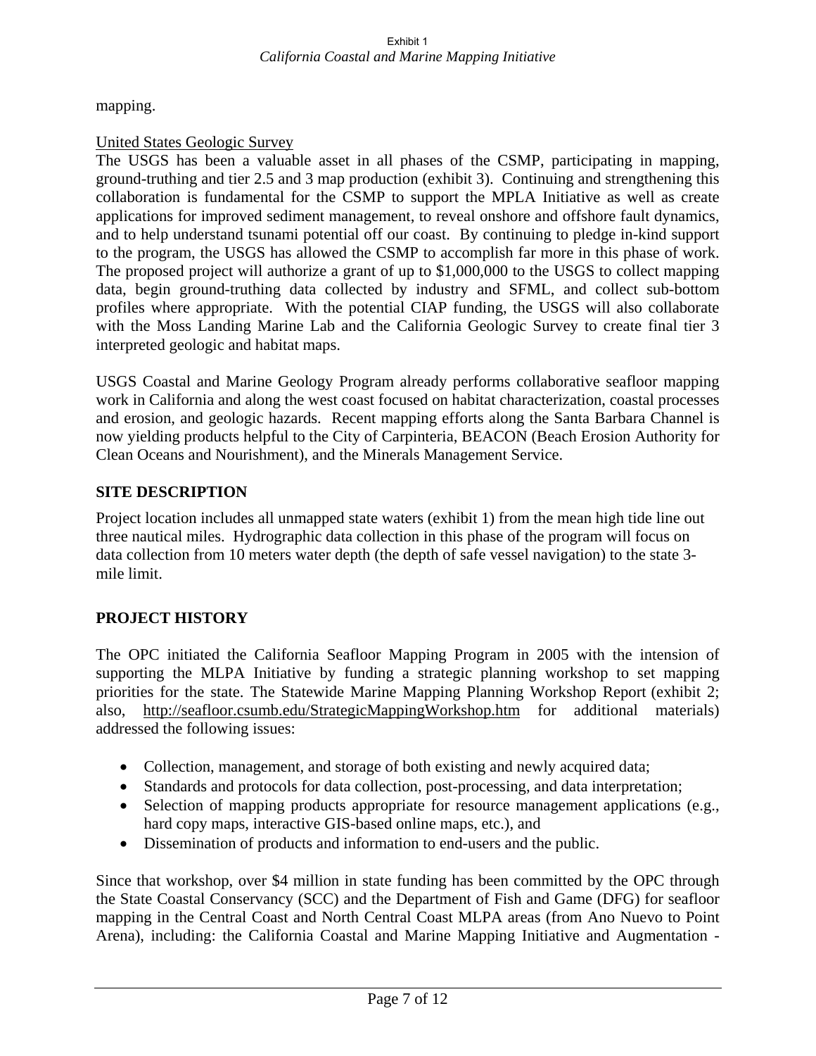mapping.

United States Geologic Survey

The USGS has been a valuable asset in all phases of the CSMP, participating in mapping, ground-truthing and tier 2.5 and 3 map production (exhibit 3). Continuing and strengthening this collaboration is fundamental for the CSMP to support the MPLA Initiative as well as create applications for improved sediment management, to reveal onshore and offshore fault dynamics, and to help understand tsunami potential off our coast. By continuing to pledge in-kind support to the program, the USGS has allowed the CSMP to accomplish far more in this phase of work. The proposed project will authorize a grant of up to $1,000,000 to the USGS to collect mapping data, begin ground-truthing data collected by industry and SFML, and collect sub-bottom profiles where appropriate. With the potential CIAP funding, the USGS will also collaborate with the Moss Landing Marine Lab and the California Geologic Survey to create final tier 3 interpreted geologic and habitat maps.

USGS Coastal and Marine Geology Program already performs collaborative seafloor mapping work in California and along the west coast focused on habitat characterization, coastal processes and erosion, and geologic hazards. Recent mapping efforts along the Santa Barbara Channel is now yielding products helpful to the City of Carpinteria, BEACON (Beach Erosion Authority for Clean Oceans and Nourishment), and the Minerals Management Service.

## SITE DESCRIPTION

Project location includes all unmapped state waters (exhibit 1) from the mean high tide line out three nautical miles. Hydrographic data collection in this phase of the program will focus on data collection from 10 meters water depth (the depth of safe vessel navigation) to the state 3-mile limit.

## PROJECT HISTORY

The OPC initiated the California Seafloor Mapping Program in 2005 with the intension of supporting the MLPA Initiative by funding a strategic planning workshop to set mapping priorities for the state. The Statewide Marine Mapping Planning Workshop Report (exhibit 2; also, http://seafloor.csumb.edu/StrategicMappingWorkshop.htm for additional materials) addressed the following issues:

- Collection, management, and storage of both existing and newly acquired data;
- Standards and protocols for data collection, post-processing, and data interpretation;
- Selection of mapping products appropriate for resource management applications (e.g., hard copy maps, interactive GIS-based online maps, etc.), and
- Dissemination of products and information to end-users and the public.

Since that workshop, over $4 million in state funding has been committed by the OPC through the State Coastal Conservancy (SCC) and the Department of Fish and Game (DFG) for seafloor mapping in the Central Coast and North Central Coast MLPA areas (from Ano Nuevo to Point Arena), including: the California Coastal and Marine Mapping Initiative and Augmentation -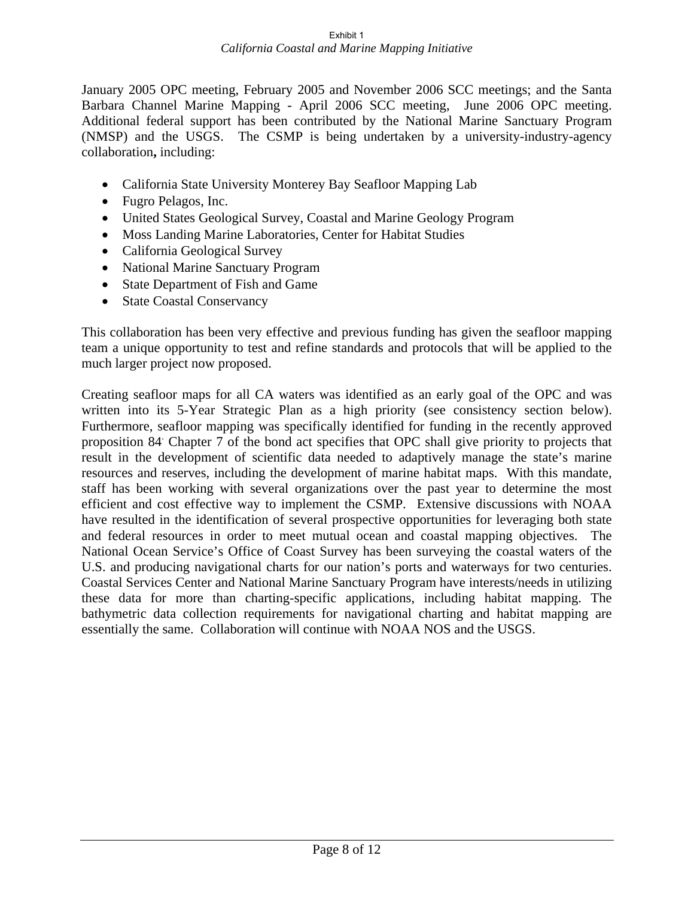January 2005 OPC meeting, February 2005 and November 2006 SCC meetings; and the Santa Barbara Channel Marine Mapping - April 2006 SCC meeting, June 2006 OPC meeting. Additional federal support has been contributed by the National Marine Sanctuary Program (NMSP) and the USGS. The CSMP is being undertaken by a university-industry-agency collaboration**,** including:

- California State University Monterey Bay Seafloor Mapping Lab
- Fugro Pelagos, Inc.
- United States Geological Survey, Coastal and Marine Geology Program
- Moss Landing Marine Laboratories, Center for Habitat Studies
- California Geological Survey
- National Marine Sanctuary Program
- State Department of Fish and Game
- State Coastal Conservancy

This collaboration has been very effective and previous funding has given the seafloor mapping team a unique opportunity to test and refine standards and protocols that will be applied to the much larger project now proposed.

Creating seafloor maps for all CA waters was identified as an early goal of the OPC and was written into its 5-Year Strategic Plan as a high priority (see consistency section below). Furthermore, seafloor mapping was specifically identified for funding in the recently approved proposition 84. Chapter 7 of the bond act specifies that OPC shall give priority to projects that result in the development of scientific data needed to adaptively manage the state's marine resources and reserves, including the development of marine habitat maps. With this mandate, staff has been working with several organizations over the past year to determine the most efficient and cost effective way to implement the CSMP. Extensive discussions with NOAA have resulted in the identification of several prospective opportunities for leveraging both state and federal resources in order to meet mutual ocean and coastal mapping objectives. The National Ocean Service's Office of Coast Survey has been surveying the coastal waters of the U.S. and producing navigational charts for our nation's ports and waterways for two centuries. Coastal Services Center and National Marine Sanctuary Program have interests/needs in utilizing these data for more than charting-specific applications, including habitat mapping. The bathymetric data collection requirements for navigational charting and habitat mapping are essentially the same. Collaboration will continue with NOAA NOS and the USGS.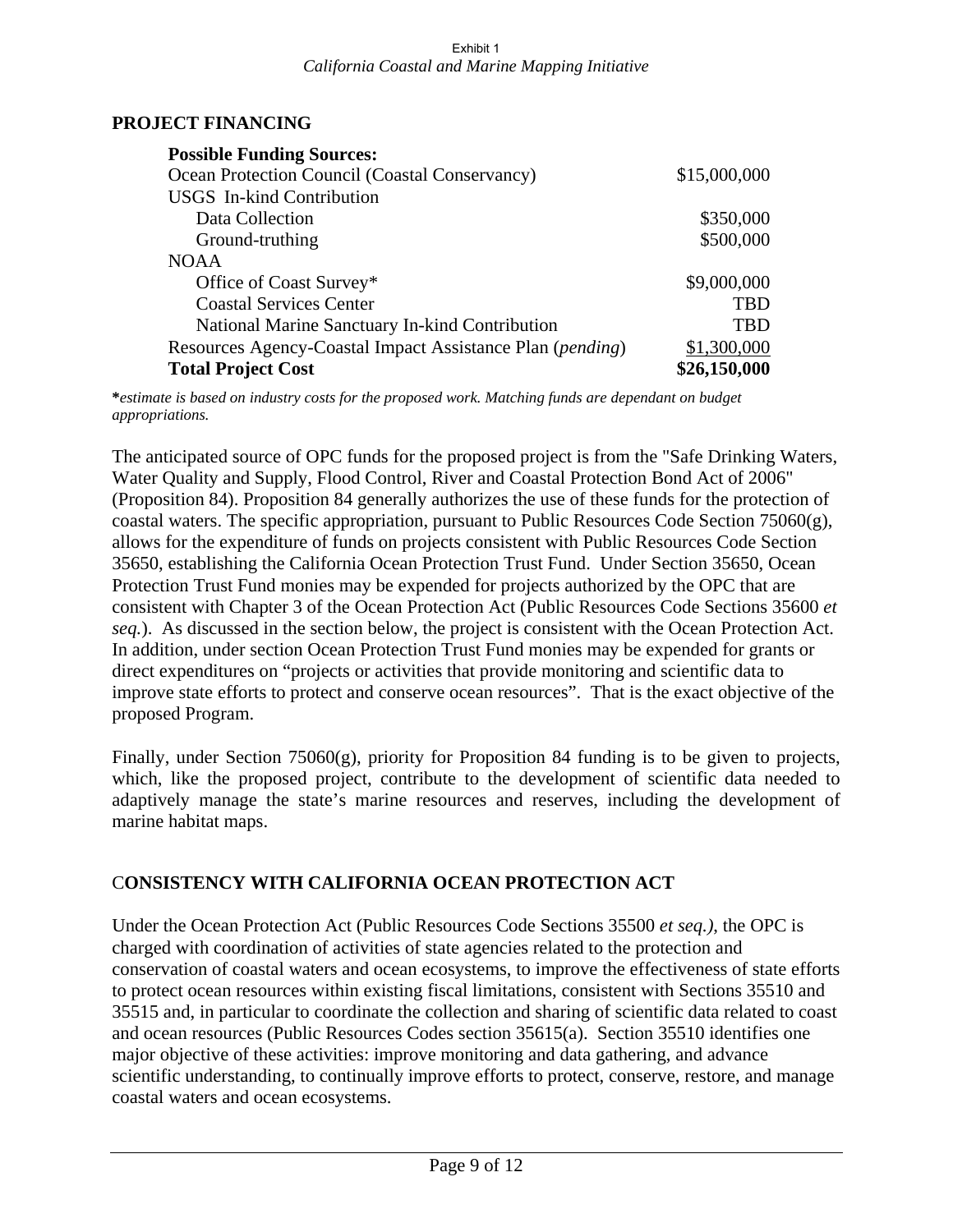## PROJECT FINANCING

| **Possible Funding Sources:** | |
|---|---|
| Ocean Protection Council (Coastal Conservancy) | $15,000,000 |
| USGS In-kind Contribution | |
| Data Collection | $350,000 |
| Ground-truthing | $500,000 |
| NOAA | |
| Office of Coast Survey* | $9,000,000 |
| Coastal Services Center | TBD |
| National Marine Sanctuary In-kind Contribution | TBD |
| Resources Agency-Coastal Impact Assistance Plan (*pending*) | $1,300,000 |
| **Total Project Cost** | **$26,150,000** |

***estimate is based on industry costs for the proposed work. Matching funds are dependant on budget appropriations.***

The anticipated source of OPC funds for the proposed project is from the "Safe Drinking Waters, Water Quality and Supply, Flood Control, River and Coastal Protection Bond Act of 2006" (Proposition 84). Proposition 84 generally authorizes the use of these funds for the protection of coastal waters. The specific appropriation, pursuant to Public Resources Code Section 75060(g), allows for the expenditure of funds on projects consistent with Public Resources Code Section 35650, establishing the California Ocean Protection Trust Fund. Under Section 35650, Ocean Protection Trust Fund monies may be expended for projects authorized by the OPC that are consistent with Chapter 3 of the Ocean Protection Act (Public Resources Code Sections 35600 *et seq.*). As discussed in the section below, the project is consistent with the Ocean Protection Act. In addition, under section Ocean Protection Trust Fund monies may be expended for grants or direct expenditures on "projects or activities that provide monitoring and scientific data to improve state efforts to protect and conserve ocean resources". That is the exact objective of the proposed Program.

Finally, under Section 75060(g), priority for Proposition 84 funding is to be given to projects, which, like the proposed project, contribute to the development of scientific data needed to adaptively manage the state's marine resources and reserves, including the development of marine habitat maps.

## CONSISTENCY WITH CALIFORNIA OCEAN PROTECTION ACT

Under the Ocean Protection Act (Public Resources Code Sections 35500 *et seq.)*, the OPC is charged with coordination of activities of state agencies related to the protection and conservation of coastal waters and ocean ecosystems, to improve the effectiveness of state efforts to protect ocean resources within existing fiscal limitations, consistent with Sections 35510 and 35515 and, in particular to coordinate the collection and sharing of scientific data related to coast and ocean resources (Public Resources Codes section 35615(a). Section 35510 identifies one major objective of these activities: improve monitoring and data gathering, and advance scientific understanding, to continually improve efforts to protect, conserve, restore, and manage coastal waters and ocean ecosystems.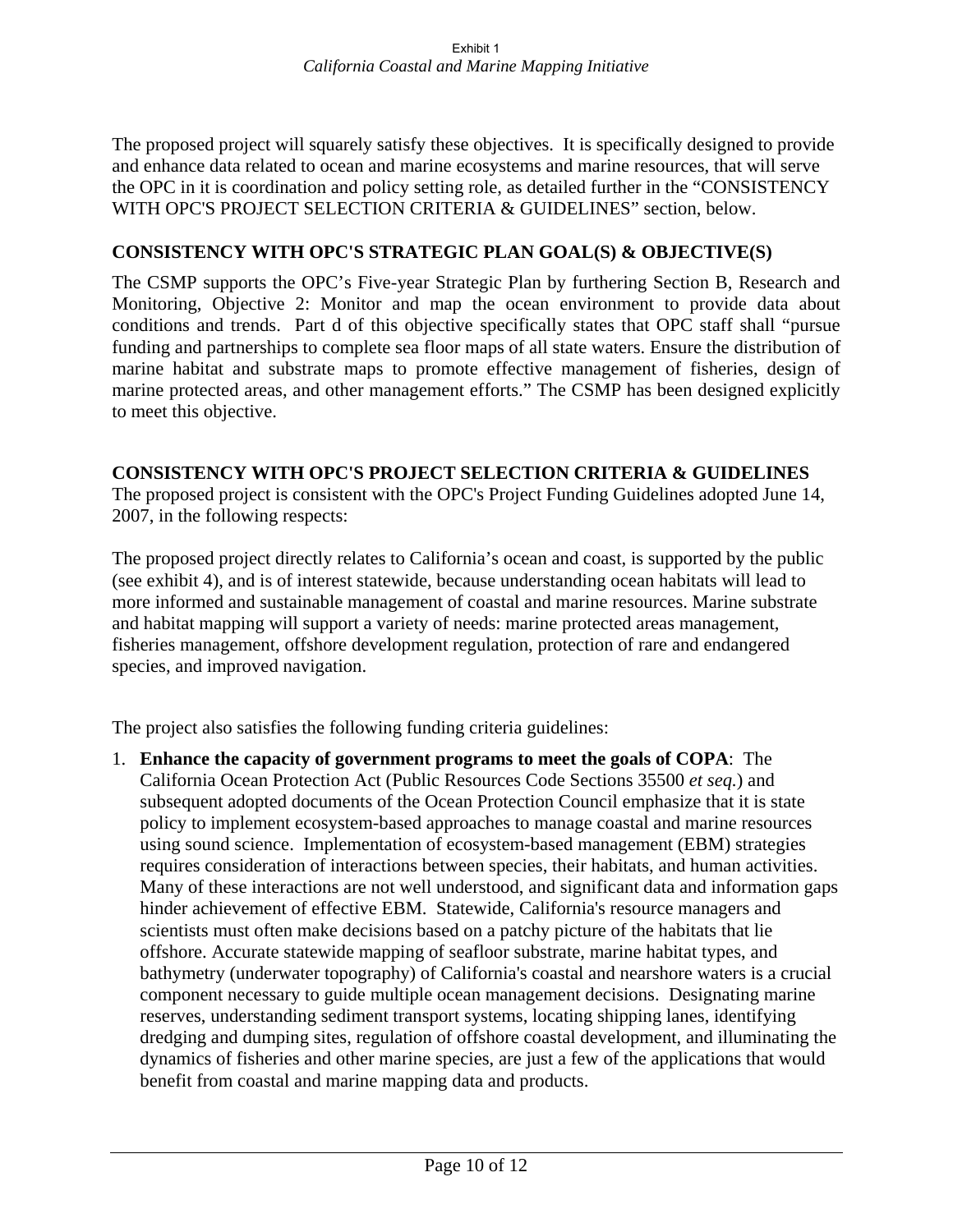The proposed project will squarely satisfy these objectives. It is specifically designed to provide and enhance data related to ocean and marine ecosystems and marine resources, that will serve the OPC in it is coordination and policy setting role, as detailed further in the "CONSISTENCY WITH OPC'S PROJECT SELECTION CRITERIA & GUIDELINES" section, below.

## CONSISTENCY WITH OPC'S STRATEGIC PLAN GOAL(S) & OBJECTIVE(S)

The CSMP supports the OPC's Five-year Strategic Plan by furthering Section B, Research and Monitoring, Objective 2: Monitor and map the ocean environment to provide data about conditions and trends. Part d of this objective specifically states that OPC staff shall "pursue funding and partnerships to complete sea floor maps of all state waters. Ensure the distribution of marine habitat and substrate maps to promote effective management of fisheries, design of marine protected areas, and other management efforts." The CSMP has been designed explicitly to meet this objective.

## CONSISTENCY WITH OPC'S PROJECT SELECTION CRITERIA & GUIDELINES

The proposed project is consistent with the OPC's Project Funding Guidelines adopted June 14, 2007, in the following respects:

The proposed project directly relates to California's ocean and coast, is supported by the public (see exhibit 4), and is of interest statewide, because understanding ocean habitats will lead to more informed and sustainable management of coastal and marine resources. Marine substrate and habitat mapping will support a variety of needs: marine protected areas management, fisheries management, offshore development regulation, protection of rare and endangered species, and improved navigation.

The project also satisfies the following funding criteria guidelines:

1. **Enhance the capacity of government programs to meet the goals of COPA**: The California Ocean Protection Act (Public Resources Code Sections 35500 *et seq.*) and subsequent adopted documents of the Ocean Protection Council emphasize that it is state policy to implement ecosystem-based approaches to manage coastal and marine resources using sound science. Implementation of ecosystem-based management (EBM) strategies requires consideration of interactions between species, their habitats, and human activities. Many of these interactions are not well understood, and significant data and information gaps hinder achievement of effective EBM. Statewide, California's resource managers and scientists must often make decisions based on a patchy picture of the habitats that lie offshore. Accurate statewide mapping of seafloor substrate, marine habitat types, and bathymetry (underwater topography) of California's coastal and nearshore waters is a crucial component necessary to guide multiple ocean management decisions. Designating marine reserves, understanding sediment transport systems, locating shipping lanes, identifying dredging and dumping sites, regulation of offshore coastal development, and illuminating the dynamics of fisheries and other marine species, are just a few of the applications that would benefit from coastal and marine mapping data and products.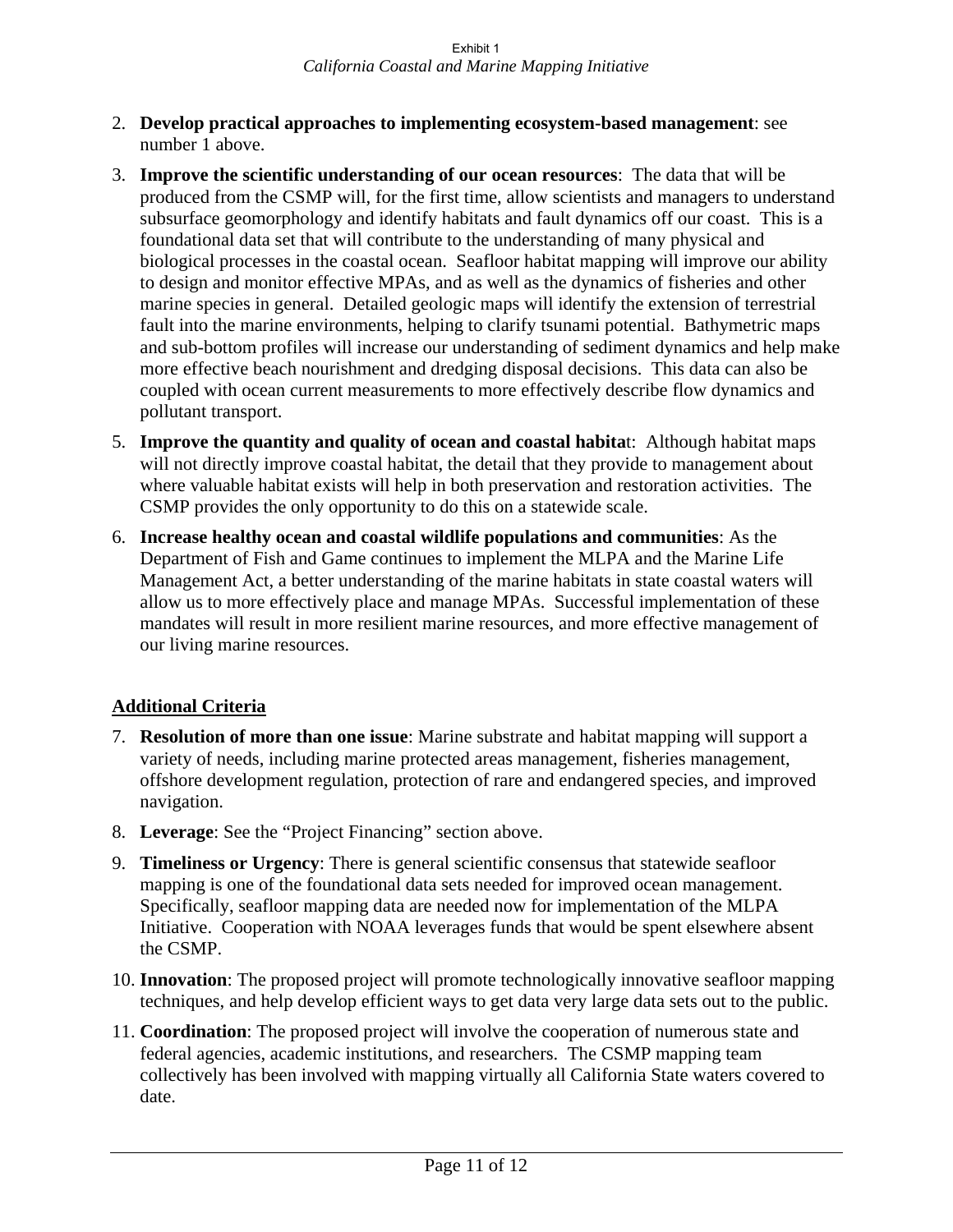2. **Develop practical approaches to implementing ecosystem-based management**: see number 1 above.

3. **Improve the scientific understanding of our ocean resources**: The data that will be produced from the CSMP will, for the first time, allow scientists and managers to understand subsurface geomorphology and identify habitats and fault dynamics off our coast. This is a foundational data set that will contribute to the understanding of many physical and biological processes in the coastal ocean. Seafloor habitat mapping will improve our ability to design and monitor effective MPAs, and as well as the dynamics of fisheries and other marine species in general. Detailed geologic maps will identify the extension of terrestrial fault into the marine environments, helping to clarify tsunami potential. Bathymetric maps and sub-bottom profiles will increase our understanding of sediment dynamics and help make more effective beach nourishment and dredging disposal decisions. This data can also be coupled with ocean current measurements to more effectively describe flow dynamics and pollutant transport.

5. **Improve the quantity and quality of ocean and coastal habitat**: Although habitat maps will not directly improve coastal habitat, the detail that they provide to management about where valuable habitat exists will help in both preservation and restoration activities. The CSMP provides the only opportunity to do this on a statewide scale.

6. **Increase healthy ocean and coastal wildlife populations and communities**: As the Department of Fish and Game continues to implement the MLPA and the Marine Life Management Act, a better understanding of the marine habitats in state coastal waters will allow us to more effectively place and manage MPAs. Successful implementation of these mandates will result in more resilient marine resources, and more effective management of our living marine resources.

## Additional Criteria

7. **Resolution of more than one issue**: Marine substrate and habitat mapping will support a variety of needs, including marine protected areas management, fisheries management, offshore development regulation, protection of rare and endangered species, and improved navigation.

8. **Leverage**: See the "Project Financing" section above.

9. **Timeliness or Urgency**: There is general scientific consensus that statewide seafloor mapping is one of the foundational data sets needed for improved ocean management. Specifically, seafloor mapping data are needed now for implementation of the MLPA Initiative. Cooperation with NOAA leverages funds that would be spent elsewhere absent the CSMP.

10. **Innovation**: The proposed project will promote technologically innovative seafloor mapping techniques, and help develop efficient ways to get data very large data sets out to the public.

11. **Coordination**: The proposed project will involve the cooperation of numerous state and federal agencies, academic institutions, and researchers. The CSMP mapping team collectively has been involved with mapping virtually all California State waters covered to date.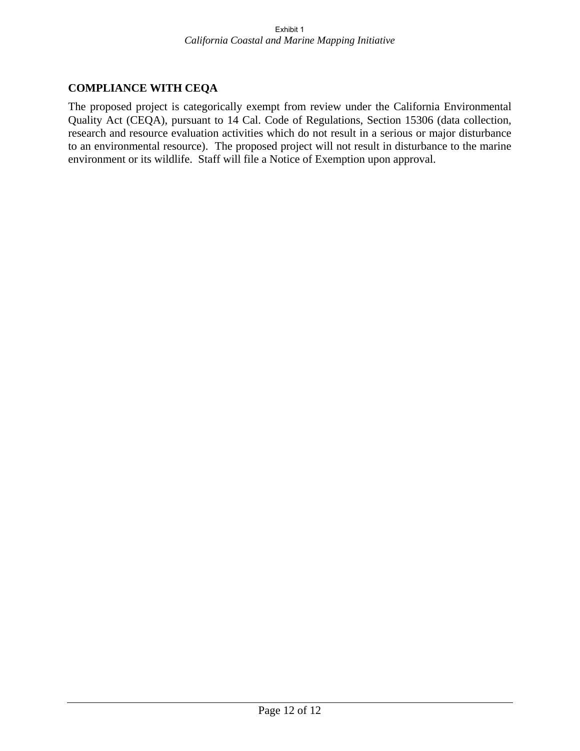## COMPLIANCE WITH CEQA

The proposed project is categorically exempt from review under the California Environmental Quality Act (CEQA), pursuant to 14 Cal. Code of Regulations, Section 15306 (data collection, research and resource evaluation activities which do not result in a serious or major disturbance to an environmental resource). The proposed project will not result in disturbance to the marine environment or its wildlife. Staff will file a Notice of Exemption upon approval.